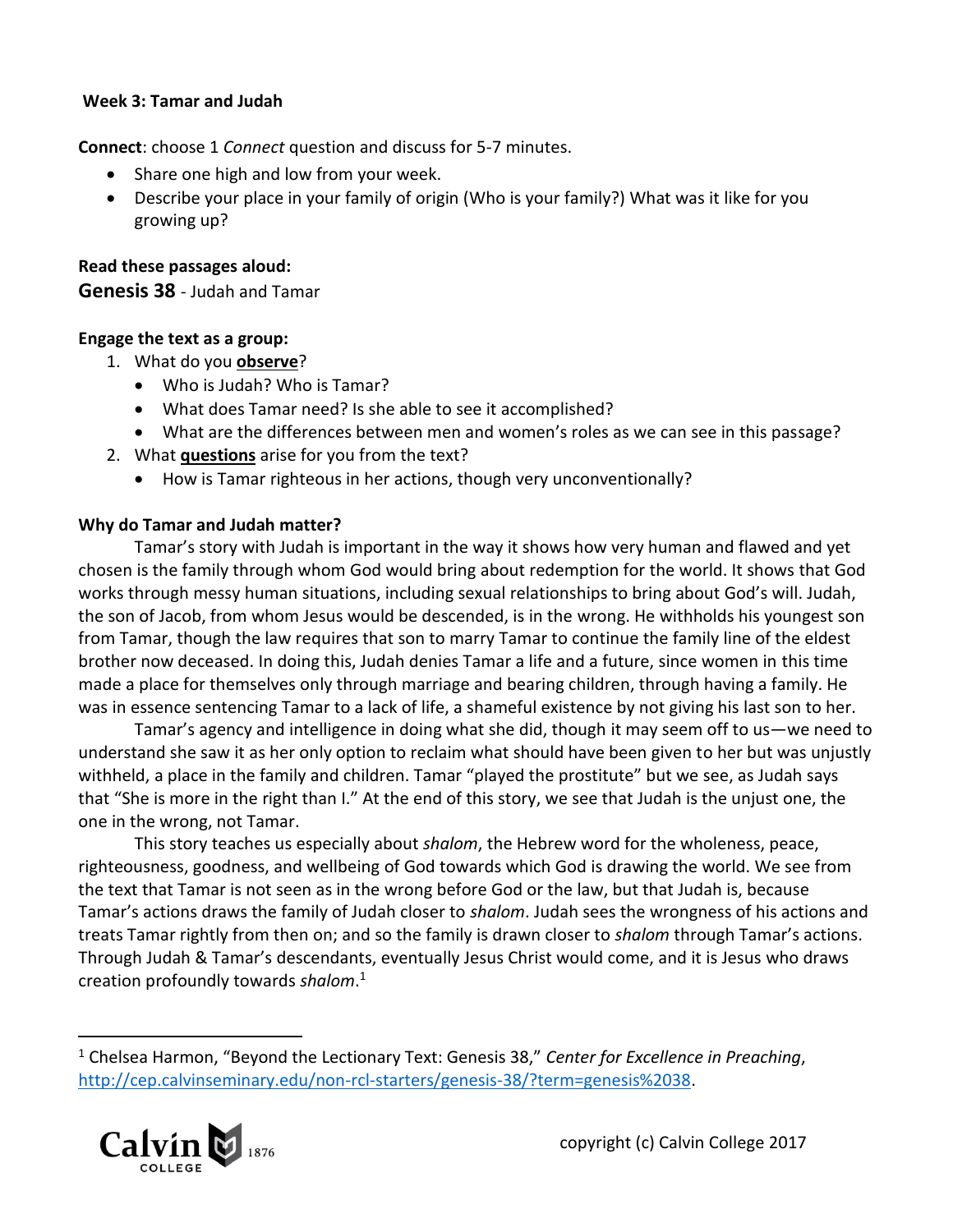**Week 3: Tamar and Judah**

**Connect**: choose 1 *Connect* question and discuss for 5-7 minutes.

- Share one high and low from your week.
- Describe your place in your family of origin (Who is your family?) What was it like for you growing up?

**Read these passages aloud:**

**Genesis 38** - Judah and Tamar

**Engage the text as a group:**

1. What do you **observe**?
   - Who is Judah? Who is Tamar?
   - What does Tamar need? Is she able to see it accomplished?
   - What are the differences between men and women's roles as we can see in this passage?
2. What **questions** arise for you from the text?
   - How is Tamar righteous in her actions, though very unconventionally?

**Why do Tamar and Judah matter?**

Tamar's story with Judah is important in the way it shows how very human and flawed and yet chosen is the family through whom God would bring about redemption for the world. It shows that God works through messy human situations, including sexual relationships to bring about God's will. Judah, the son of Jacob, from whom Jesus would be descended, is in the wrong. He withholds his youngest son from Tamar, though the law requires that son to marry Tamar to continue the family line of the eldest brother now deceased. In doing this, Judah denies Tamar a life and a future, since women in this time made a place for themselves only through marriage and bearing children, through having a family. He was in essence sentencing Tamar to a lack of life, a shameful existence by not giving his last son to her.

Tamar's agency and intelligence in doing what she did, though it may seem off to us—we need to understand she saw it as her only option to reclaim what should have been given to her but was unjustly withheld, a place in the family and children. Tamar "played the prostitute" but we see, as Judah says that "She is more in the right than I." At the end of this story, we see that Judah is the unjust one, the one in the wrong, not Tamar.

This story teaches us especially about *shalom*, the Hebrew word for the wholeness, peace, righteousness, goodness, and wellbeing of God towards which God is drawing the world. We see from the text that Tamar is not seen as in the wrong before God or the law, but that Judah is, because Tamar's actions draws the family of Judah closer to *shalom*. Judah sees the wrongness of his actions and treats Tamar rightly from then on; and so the family is drawn closer to *shalom* through Tamar's actions. Through Judah & Tamar's descendants, eventually Jesus Christ would come, and it is Jesus who draws creation profoundly towards *shalom*.[1]

---

[1] Chelsea Harmon, "Beyond the Lectionary Text: Genesis 38," *Center for Excellence in Preaching*, http://cep.calvinseminary.edu/non-rcl-starters/genesis-38/?term=genesis%2038.

copyright (c) Calvin College 2017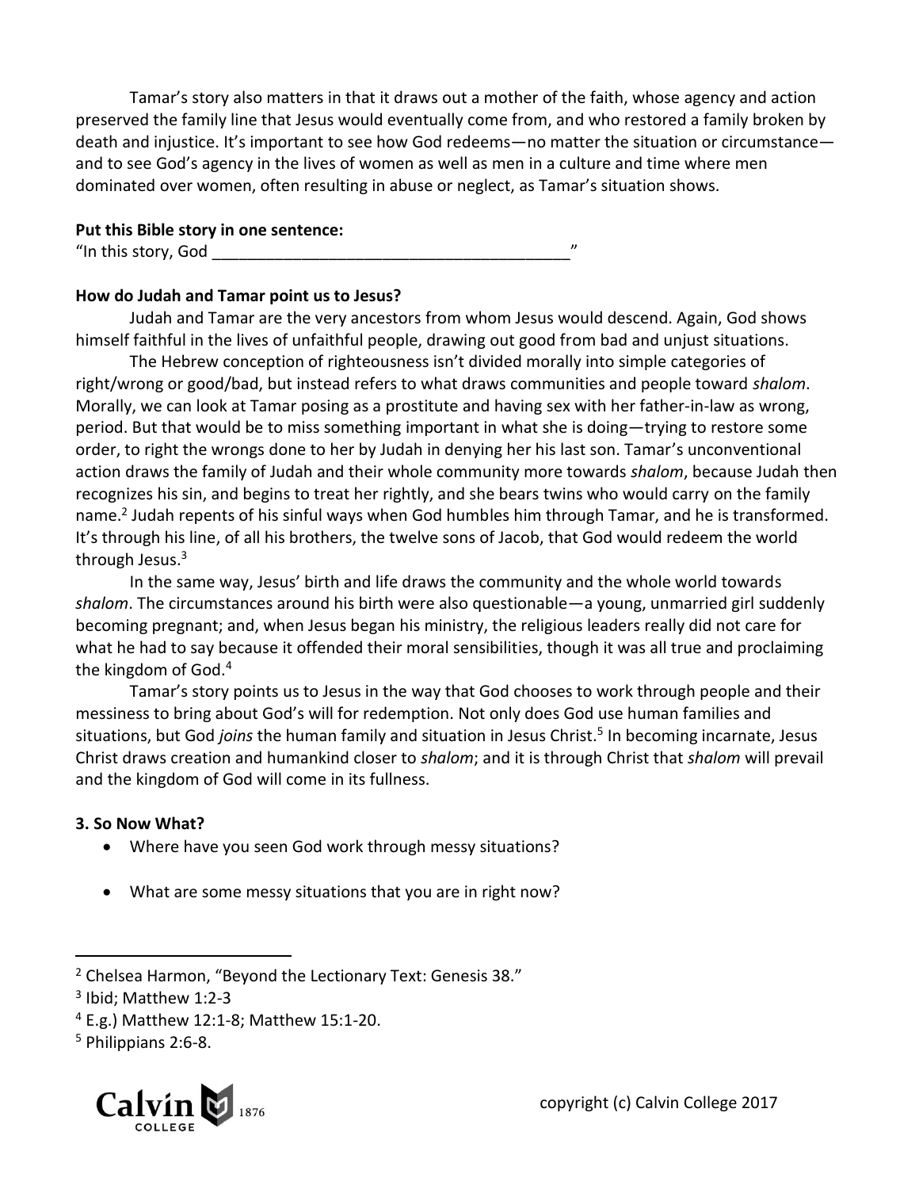Tamar's story also matters in that it draws out a mother of the faith, whose agency and action preserved the family line that Jesus would eventually come from, and who restored a family broken by death and injustice. It's important to see how God redeems—no matter the situation or circumstance—and to see God's agency in the lives of women as well as men in a culture and time where men dominated over women, often resulting in abuse or neglect, as Tamar's situation shows.

**Put this Bible story in one sentence:**

"In this story, God ________________________________________"

**How do Judah and Tamar point us to Jesus?**

Judah and Tamar are the very ancestors from whom Jesus would descend. Again, God shows himself faithful in the lives of unfaithful people, drawing out good from bad and unjust situations.

The Hebrew conception of righteousness isn't divided morally into simple categories of right/wrong or good/bad, but instead refers to what draws communities and people toward *shalom*. Morally, we can look at Tamar posing as a prostitute and having sex with her father-in-law as wrong, period. But that would be to miss something important in what she is doing—trying to restore some order, to right the wrongs done to her by Judah in denying her his last son. Tamar's unconventional action draws the family of Judah and their whole community more towards *shalom*, because Judah then recognizes his sin, and begins to treat her rightly, and she bears twins who would carry on the family name.[2] Judah repents of his sinful ways when God humbles him through Tamar, and he is transformed. It's through his line, of all his brothers, the twelve sons of Jacob, that God would redeem the world through Jesus.[3]

In the same way, Jesus' birth and life draws the community and the whole world towards *shalom*. The circumstances around his birth were also questionable—a young, unmarried girl suddenly becoming pregnant; and, when Jesus began his ministry, the religious leaders really did not care for what he had to say because it offended their moral sensibilities, though it was all true and proclaiming the kingdom of God.[4]

Tamar's story points us to Jesus in the way that God chooses to work through people and their messiness to bring about God's will for redemption. Not only does God use human families and situations, but God *joins* the human family and situation in Jesus Christ.[5] In becoming incarnate, Jesus Christ draws creation and humankind closer to *shalom*; and it is through Christ that *shalom* will prevail and the kingdom of God will come in its fullness.

**3. So Now What?**

- Where have you seen God work through messy situations?
- What are some messy situations that you are in right now?

---

[2] Chelsea Harmon, "Beyond the Lectionary Text: Genesis 38."

[3] Ibid; Matthew 1:2-3

[4] E.g.) Matthew 12:1-8; Matthew 15:1-20.

[5] Philippians 2:6-8.

copyright (c) Calvin College 2017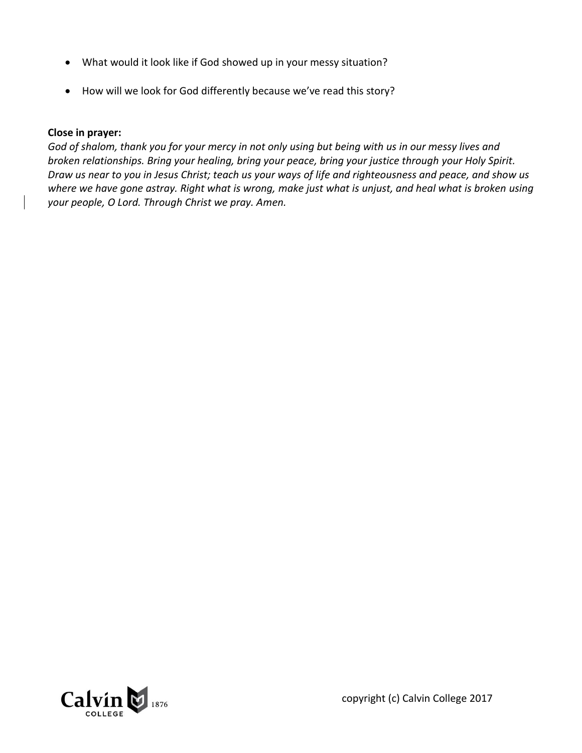- What would it look like if God showed up in your messy situation?
- How will we look for God differently because we've read this story?

**Close in prayer:**
*God of shalom, thank you for your mercy in not only using but being with us in our messy lives and broken relationships. Bring your healing, bring your peace, bring your justice through your Holy Spirit. Draw us near to you in Jesus Christ; teach us your ways of life and righteousness and peace, and show us where we have gone astray. Right what is wrong, make just what is unjust, and heal what is broken using your people, O Lord. Through Christ we pray. Amen.*

Calvin College 1876

copyright (c) Calvin College 2017